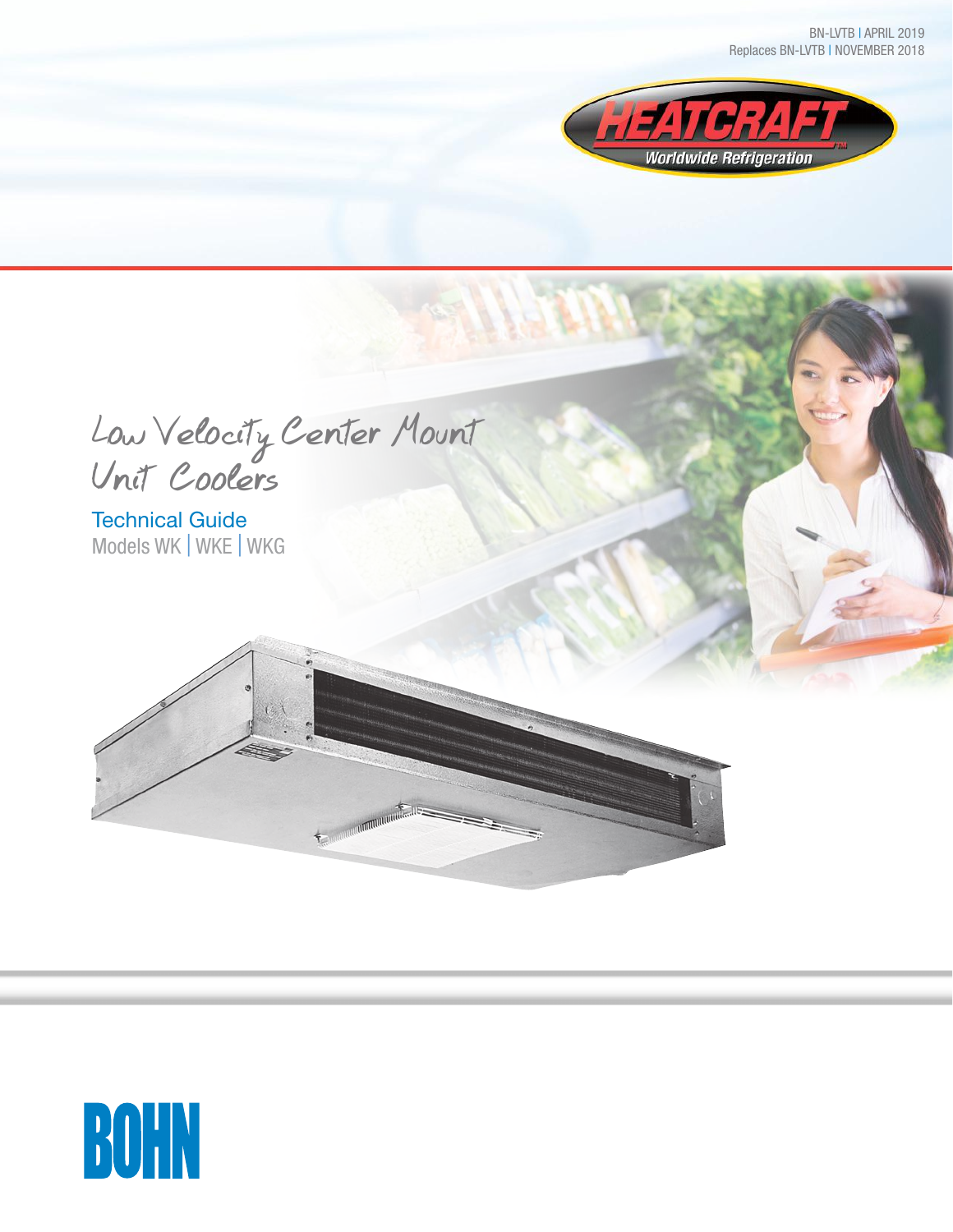BN-LVTB | APRIL 2019
Replaces BN-LVTB | NOVEMBER 2018

HEATCRAFT
Worldwide Refrigeration

# Low Velocity Center Mount Unit Coolers

## Technical Guide

Models WK | WKE | WKG

BOHN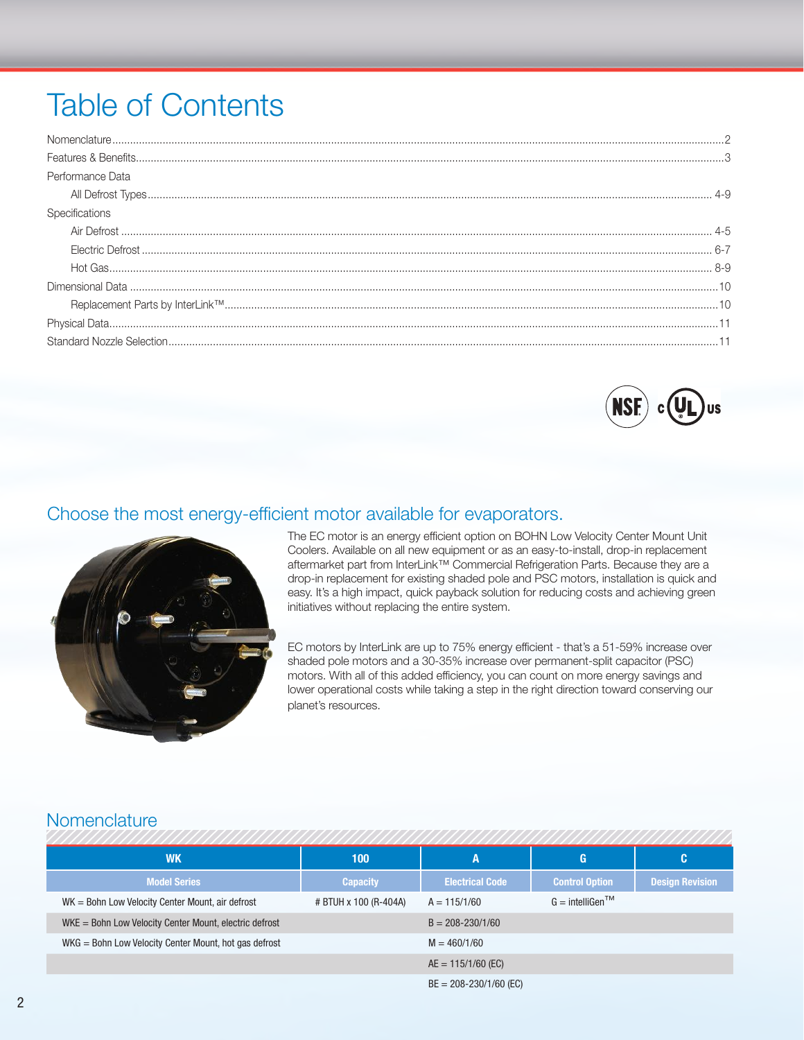# Table of Contents

Nomenclature....2
Features & Benefits....3
Performance Data
  All Defrost Types.... 4-9
Specifications
  Air Defrost .... 4-5
  Electric Defrost .... 6-7
  Hot Gas.... 8-9
Dimensional Data ....10
  Replacement Parts by InterLink™....10
Physical Data....11
Standard Nozzle Selection....11

## Choose the most energy-efficient motor available for evaporators.

The EC motor is an energy efficient option on BOHN Low Velocity Center Mount Unit Coolers. Available on all new equipment or as an easy-to-install, drop-in replacement aftermarket part from InterLink™ Commercial Refrigeration Parts. Because they are a drop-in replacement for existing shaded pole and PSC motors, installation is quick and easy. It's a high impact, quick payback solution for reducing costs and achieving green initiatives without replacing the entire system.

EC motors by InterLink are up to 75% energy efficient - that's a 51-59% increase over shaded pole motors and a 30-35% increase over permanent-split capacitor (PSC) motors. With all of this added efficiency, you can count on more energy savings and lower operational costs while taking a step in the right direction toward conserving our planet's resources.

## Nomenclature

| WK | 100 | A | G | C |
|---|---|---|---|---|
| **Model Series** | **Capacity** | **Electrical Code** | **Control Option** | **Design Revision** |
| WK = Bohn Low Velocity Center Mount, air defrost | # BTUH x 100 (R-404A) | A = 115/1/60 | G = intelliGen™ | |
| WKE = Bohn Low Velocity Center Mount, electric defrost | | B = 208-230/1/60 | | |
| WKG = Bohn Low Velocity Center Mount, hot gas defrost | | M = 460/1/60 | | |
| | | AE = 115/1/60 (EC) | | |
| | | BE = 208-230/1/60 (EC) | | |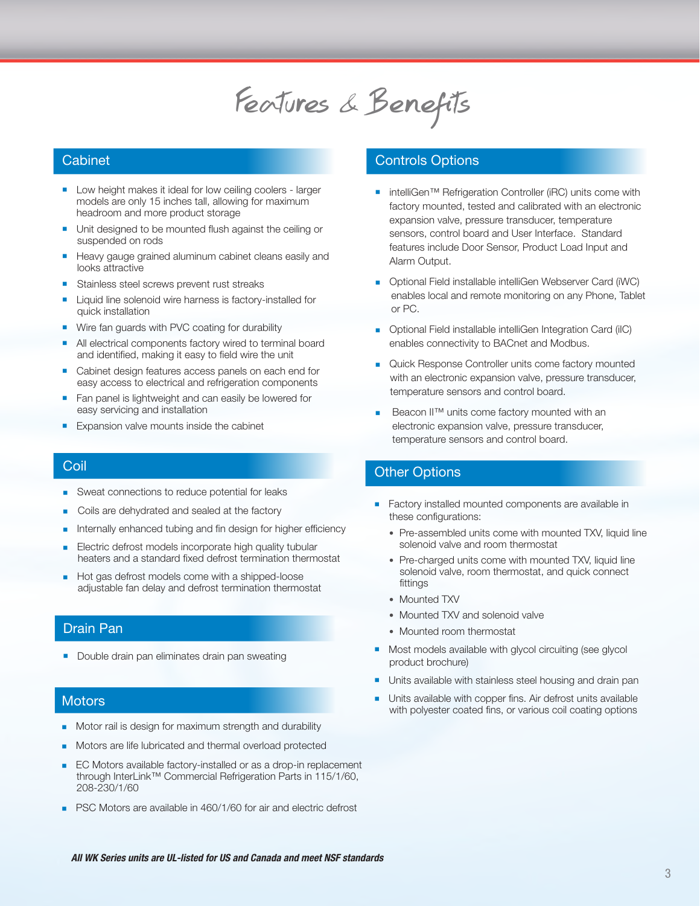# Features & Benefits

## Cabinet

- Low height makes it ideal for low ceiling coolers - larger models are only 15 inches tall, allowing for maximum headroom and more product storage
- Unit designed to be mounted flush against the ceiling or suspended on rods
- Heavy gauge grained aluminum cabinet cleans easily and looks attractive
- Stainless steel screws prevent rust streaks
- Liquid line solenoid wire harness is factory-installed for quick installation
- Wire fan guards with PVC coating for durability
- All electrical components factory wired to terminal board and identified, making it easy to field wire the unit
- Cabinet design features access panels on each end for easy access to electrical and refrigeration components
- Fan panel is lightweight and can easily be lowered for easy servicing and installation
- Expansion valve mounts inside the cabinet

## Coil

- Sweat connections to reduce potential for leaks
- Coils are dehydrated and sealed at the factory
- Internally enhanced tubing and fin design for higher efficiency
- Electric defrost models incorporate high quality tubular heaters and a standard fixed defrost termination thermostat
- Hot gas defrost models come with a shipped-loose adjustable fan delay and defrost termination thermostat

## Drain Pan

- Double drain pan eliminates drain pan sweating

## Motors

- Motor rail is design for maximum strength and durability
- Motors are life lubricated and thermal overload protected
- EC Motors available factory-installed or as a drop-in replacement through InterLink™ Commercial Refrigeration Parts in 115/1/60, 208-230/1/60
- PSC Motors are available in 460/1/60 for air and electric defrost

## Controls Options

- intelliGen™ Refrigeration Controller (iRC) units come with factory mounted, tested and calibrated with an electronic expansion valve, pressure transducer, temperature sensors, control board and User Interface. Standard features include Door Sensor, Product Load Input and Alarm Output.
- Optional Field installable intelliGen Webserver Card (iWC) enables local and remote monitoring on any Phone, Tablet or PC.
- Optional Field installable intelliGen Integration Card (iIC) enables connectivity to BACnet and Modbus.
- Quick Response Controller units come factory mounted with an electronic expansion valve, pressure transducer, temperature sensors and control board.
- Beacon II™ units come factory mounted with an electronic expansion valve, pressure transducer, temperature sensors and control board.

## Other Options

- Factory installed mounted components are available in these configurations:
  - Pre-assembled units come with mounted TXV, liquid line solenoid valve and room thermostat
  - Pre-charged units come with mounted TXV, liquid line solenoid valve, room thermostat, and quick connect fittings
  - Mounted TXV
  - Mounted TXV and solenoid valve
  - Mounted room thermostat
- Most models available with glycol circuiting (see glycol product brochure)
- Units available with stainless steel housing and drain pan
- Units available with copper fins. Air defrost units available with polyester coated fins, or various coil coating options

***All WK Series units are UL-listed for US and Canada and meet NSF standards***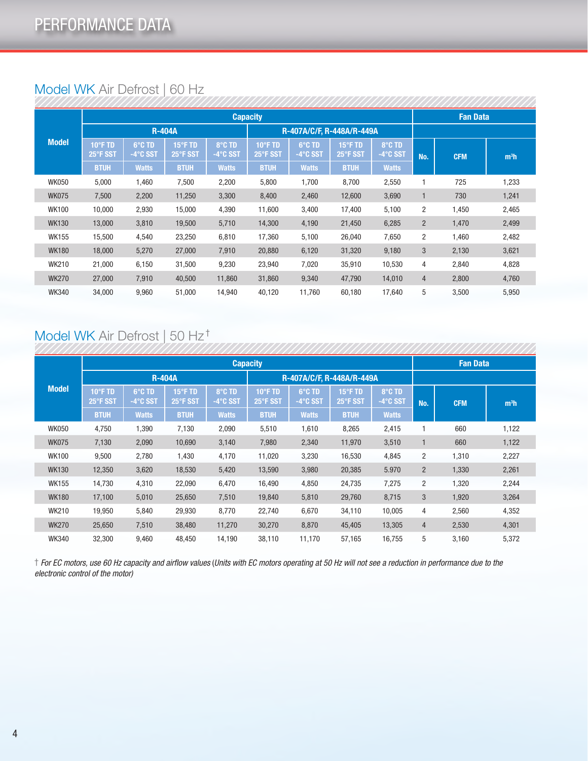# PERFORMANCE DATA

## Model WK Air Defrost | 60 Hz

| Model | Capacity | | | | | | | | Fan Data | | |
|---|---|---|---|---|---|---|---|---|---|---|---|
| | R-404A | | | | R-407A/C/F, R-448A/R-449A | | | | | | |
| | 10°F TD 25°F SST | 6°C TD -4°C SST | 15°F TD 25°F SST | 8°C TD -4°C SST | 10°F TD 25°F SST | 6°C TD -4°C SST | 15°F TD 25°F SST | 8°C TD -4°C SST | No. | CFM | m³h |
| | BTUH | Watts | BTUH | Watts | BTUH | Watts | BTUH | Watts | | | |
| WK050 | 5,000 | 1,460 | 7,500 | 2,200 | 5,800 | 1,700 | 8,700 | 2,550 | 1 | 725 | 1,233 |
| WK075 | 7,500 | 2,200 | 11,250 | 3,300 | 8,400 | 2,460 | 12,600 | 3,690 | 1 | 730 | 1,241 |
| WK100 | 10,000 | 2,930 | 15,000 | 4,390 | 11,600 | 3,400 | 17,400 | 5,100 | 2 | 1,450 | 2,465 |
| WK130 | 13,000 | 3,810 | 19,500 | 5,710 | 14,300 | 4,190 | 21,450 | 6,285 | 2 | 1,470 | 2,499 |
| WK155 | 15,500 | 4,540 | 23,250 | 6,810 | 17,360 | 5,100 | 26,040 | 7,650 | 2 | 1,460 | 2,482 |
| WK180 | 18,000 | 5,270 | 27,000 | 7,910 | 20,880 | 6,120 | 31,320 | 9,180 | 3 | 2,130 | 3,621 |
| WK210 | 21,000 | 6,150 | 31,500 | 9,230 | 23,940 | 7,020 | 35,910 | 10,530 | 4 | 2,840 | 4,828 |
| WK270 | 27,000 | 7,910 | 40,500 | 11,860 | 31,860 | 9,340 | 47,790 | 14,010 | 4 | 2,800 | 4,760 |
| WK340 | 34,000 | 9,960 | 51,000 | 14,940 | 40,120 | 11,760 | 60,180 | 17,640 | 5 | 3,500 | 5,950 |

## Model WK Air Defrost | 50 Hz †

| Model | Capacity | | | | | | | | Fan Data | | |
|---|---|---|---|---|---|---|---|---|---|---|---|
| | R-404A | | | | R-407A/C/F, R-448A/R-449A | | | | | | |
| | 10°F TD 25°F SST | 6°C TD -4°C SST | 15°F TD 25°F SST | 8°C TD -4°C SST | 10°F TD 25°F SST | 6°C TD -4°C SST | 15°F TD 25°F SST | 8°C TD -4°C SST | No. | CFM | m³h |
| | BTUH | Watts | BTUH | Watts | BTUH | Watts | BTUH | Watts | | | |
| WK050 | 4,750 | 1,390 | 7,130 | 2,090 | 5,510 | 1,610 | 8,265 | 2,415 | 1 | 660 | 1,122 |
| WK075 | 7,130 | 2,090 | 10,690 | 3,140 | 7,980 | 2,340 | 11,970 | 3,510 | 1 | 660 | 1,122 |
| WK100 | 9,500 | 2,780 | 1,430 | 4,170 | 11,020 | 3,230 | 16,530 | 4,845 | 2 | 1,310 | 2,227 |
| WK130 | 12,350 | 3,620 | 18,530 | 5,420 | 13,590 | 3,980 | 20,385 | 5.970 | 2 | 1,330 | 2,261 |
| WK155 | 14,730 | 4,310 | 22,090 | 6,470 | 16,490 | 4,850 | 24,735 | 7,275 | 2 | 1,320 | 2,244 |
| WK180 | 17,100 | 5,010 | 25,650 | 7,510 | 19,840 | 5,810 | 29,760 | 8,715 | 3 | 1,920 | 3,264 |
| WK210 | 19,950 | 5,840 | 29,930 | 8,770 | 22,740 | 6,670 | 34,110 | 10,005 | 4 | 2,560 | 4,352 |
| WK270 | 25,650 | 7,510 | 38,480 | 11,270 | 30,270 | 8,870 | 45,405 | 13,305 | 4 | 2,530 | 4,301 |
| WK340 | 32,300 | 9,460 | 48,450 | 14,190 | 38,110 | 11,170 | 57,165 | 16,755 | 5 | 3,160 | 5,372 |

† *For EC motors, use 60 Hz capacity and airflow values (Units with EC motors operating at 50 Hz will not see a reduction in performance due to the electronic control of the motor)*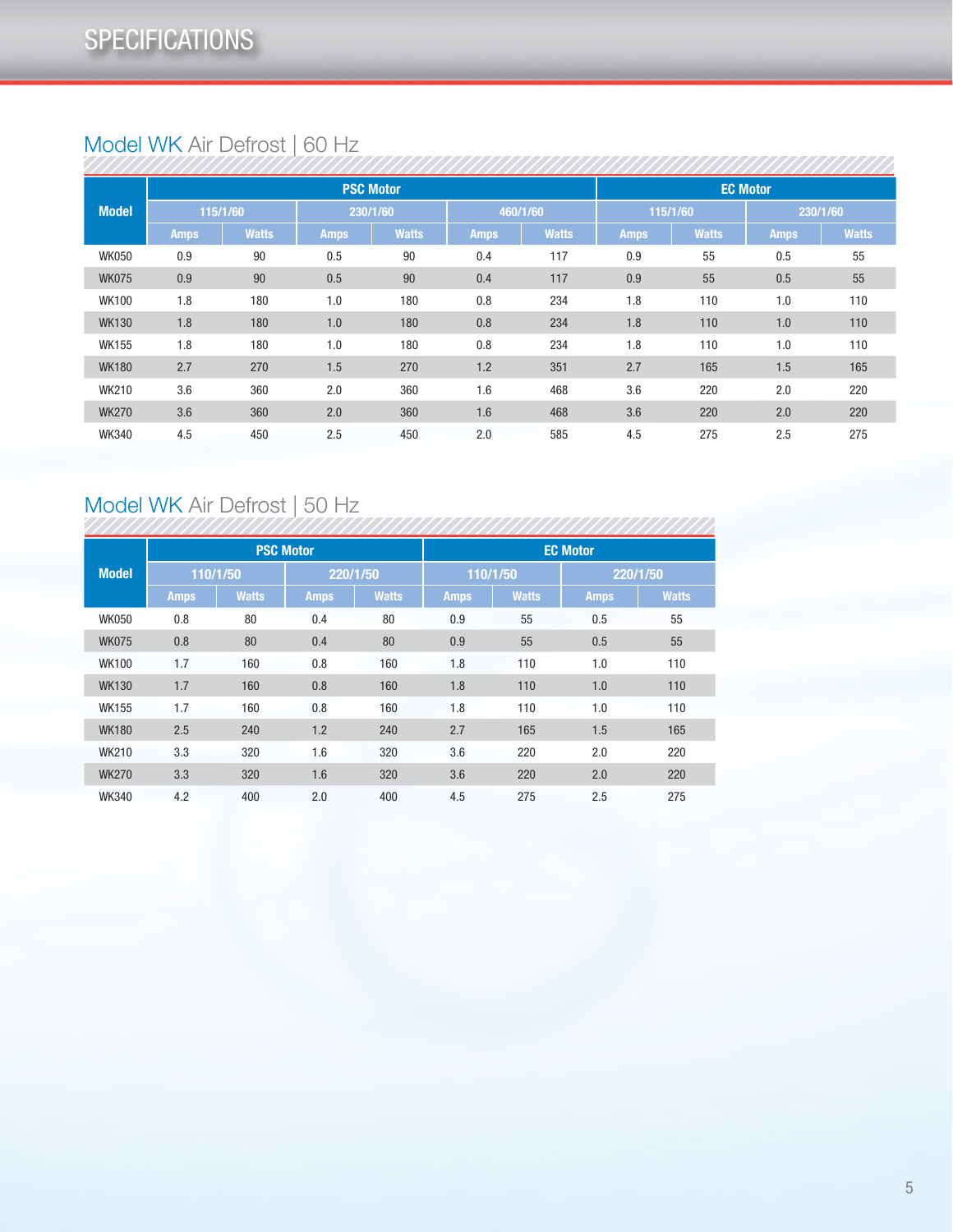# SPECIFICATIONS

## Model WK Air Defrost | 60 Hz

| Model | PSC Motor | | | | | | EC Motor | | | |
|---|---|---|---|---|---|---|---|---|---|---|
| | 115/1/60 | | 230/1/60 | | 460/1/60 | | 115/1/60 | | 230/1/60 | |
| | Amps | Watts | Amps | Watts | Amps | Watts | Amps | Watts | Amps | Watts |
| WK050 | 0.9 | 90 | 0.5 | 90 | 0.4 | 117 | 0.9 | 55 | 0.5 | 55 |
| WK075 | 0.9 | 90 | 0.5 | 90 | 0.4 | 117 | 0.9 | 55 | 0.5 | 55 |
| WK100 | 1.8 | 180 | 1.0 | 180 | 0.8 | 234 | 1.8 | 110 | 1.0 | 110 |
| WK130 | 1.8 | 180 | 1.0 | 180 | 0.8 | 234 | 1.8 | 110 | 1.0 | 110 |
| WK155 | 1.8 | 180 | 1.0 | 180 | 0.8 | 234 | 1.8 | 110 | 1.0 | 110 |
| WK180 | 2.7 | 270 | 1.5 | 270 | 1.2 | 351 | 2.7 | 165 | 1.5 | 165 |
| WK210 | 3.6 | 360 | 2.0 | 360 | 1.6 | 468 | 3.6 | 220 | 2.0 | 220 |
| WK270 | 3.6 | 360 | 2.0 | 360 | 1.6 | 468 | 3.6 | 220 | 2.0 | 220 |
| WK340 | 4.5 | 450 | 2.5 | 450 | 2.0 | 585 | 4.5 | 275 | 2.5 | 275 |

## Model WK Air Defrost | 50 Hz

| Model | PSC Motor | | | | EC Motor | | | |
|---|---|---|---|---|---|---|---|---|
| | 110/1/50 | | 220/1/50 | | 110/1/50 | | 220/1/50 | |
| | Amps | Watts | Amps | Watts | Amps | Watts | Amps | Watts |
| WK050 | 0.8 | 80 | 0.4 | 80 | 0.9 | 55 | 0.5 | 55 |
| WK075 | 0.8 | 80 | 0.4 | 80 | 0.9 | 55 | 0.5 | 55 |
| WK100 | 1.7 | 160 | 0.8 | 160 | 1.8 | 110 | 1.0 | 110 |
| WK130 | 1.7 | 160 | 0.8 | 160 | 1.8 | 110 | 1.0 | 110 |
| WK155 | 1.7 | 160 | 0.8 | 160 | 1.8 | 110 | 1.0 | 110 |
| WK180 | 2.5 | 240 | 1.2 | 240 | 2.7 | 165 | 1.5 | 165 |
| WK210 | 3.3 | 320 | 1.6 | 320 | 3.6 | 220 | 2.0 | 220 |
| WK270 | 3.3 | 320 | 1.6 | 320 | 3.6 | 220 | 2.0 | 220 |
| WK340 | 4.2 | 400 | 2.0 | 400 | 4.5 | 275 | 2.5 | 275 |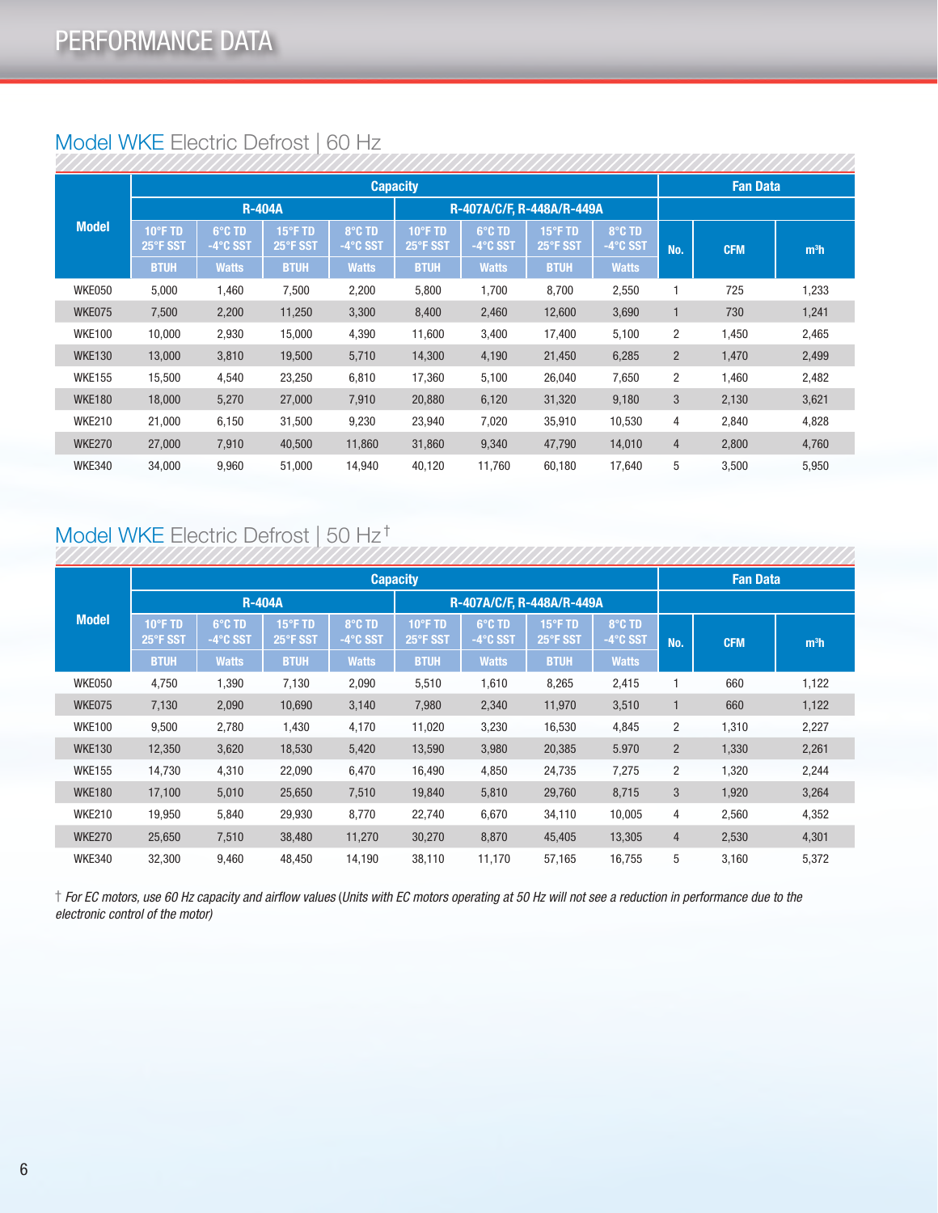# PERFORMANCE DATA

## Model WKE Electric Defrost | 60 Hz

| Model | Capacity | | | | | | | | Fan Data | | |
|---|---|---|---|---|---|---|---|---|---|---|---|
| | R-404A | | | | R-407A/C/F, R-448A/R-449A | | | | | | |
| | 10°F TD 25°F SST | 6°C TD -4°C SST | 15°F TD 25°F SST | 8°C TD -4°C SST | 10°F TD 25°F SST | 6°C TD -4°C SST | 15°F TD 25°F SST | 8°C TD -4°C SST | No. | CFM | m³h |
| | BTUH | Watts | BTUH | Watts | BTUH | Watts | BTUH | Watts | | | |
| WKE050 | 5,000 | 1,460 | 7,500 | 2,200 | 5,800 | 1,700 | 8,700 | 2,550 | 1 | 725 | 1,233 |
| WKE075 | 7,500 | 2,200 | 11,250 | 3,300 | 8,400 | 2,460 | 12,600 | 3,690 | 1 | 730 | 1,241 |
| WKE100 | 10,000 | 2,930 | 15,000 | 4,390 | 11,600 | 3,400 | 17,400 | 5,100 | 2 | 1,450 | 2,465 |
| WKE130 | 13,000 | 3,810 | 19,500 | 5,710 | 14,300 | 4,190 | 21,450 | 6,285 | 2 | 1,470 | 2,499 |
| WKE155 | 15,500 | 4,540 | 23,250 | 6,810 | 17,360 | 5,100 | 26,040 | 7,650 | 2 | 1,460 | 2,482 |
| WKE180 | 18,000 | 5,270 | 27,000 | 7,910 | 20,880 | 6,120 | 31,320 | 9,180 | 3 | 2,130 | 3,621 |
| WKE210 | 21,000 | 6,150 | 31,500 | 9,230 | 23,940 | 7,020 | 35,910 | 10,530 | 4 | 2,840 | 4,828 |
| WKE270 | 27,000 | 7,910 | 40,500 | 11,860 | 31,860 | 9,340 | 47,790 | 14,010 | 4 | 2,800 | 4,760 |
| WKE340 | 34,000 | 9,960 | 51,000 | 14,940 | 40,120 | 11,760 | 60,180 | 17,640 | 5 | 3,500 | 5,950 |

## Model WKE Electric Defrost | 50 Hz†

| Model | Capacity | | | | | | | | Fan Data | | |
|---|---|---|---|---|---|---|---|---|---|---|---|
| | R-404A | | | | R-407A/C/F, R-448A/R-449A | | | | | | |
| | 10°F TD 25°F SST | 6°C TD -4°C SST | 15°F TD 25°F SST | 8°C TD -4°C SST | 10°F TD 25°F SST | 6°C TD -4°C SST | 15°F TD 25°F SST | 8°C TD -4°C SST | No. | CFM | m³h |
| | BTUH | Watts | BTUH | Watts | BTUH | Watts | BTUH | Watts | | | |
| WKE050 | 4,750 | 1,390 | 7,130 | 2,090 | 5,510 | 1,610 | 8,265 | 2,415 | 1 | 660 | 1,122 |
| WKE075 | 7,130 | 2,090 | 10,690 | 3,140 | 7,980 | 2,340 | 11,970 | 3,510 | 1 | 660 | 1,122 |
| WKE100 | 9,500 | 2,780 | 1,430 | 4,170 | 11,020 | 3,230 | 16,530 | 4,845 | 2 | 1,310 | 2,227 |
| WKE130 | 12,350 | 3,620 | 18,530 | 5,420 | 13,590 | 3,980 | 20,385 | 5.970 | 2 | 1,330 | 2,261 |
| WKE155 | 14,730 | 4,310 | 22,090 | 6,470 | 16,490 | 4,850 | 24,735 | 7,275 | 2 | 1,320 | 2,244 |
| WKE180 | 17,100 | 5,010 | 25,650 | 7,510 | 19,840 | 5,810 | 29,760 | 8,715 | 3 | 1,920 | 3,264 |
| WKE210 | 19,950 | 5,840 | 29,930 | 8,770 | 22,740 | 6,670 | 34,110 | 10,005 | 4 | 2,560 | 4,352 |
| WKE270 | 25,650 | 7,510 | 38,480 | 11,270 | 30,270 | 8,870 | 45,405 | 13,305 | 4 | 2,530 | 4,301 |
| WKE340 | 32,300 | 9,460 | 48,450 | 14,190 | 38,110 | 11,170 | 57,165 | 16,755 | 5 | 3,160 | 5,372 |

† *For EC motors, use 60 Hz capacity and airflow values (Units with EC motors operating at 50 Hz will not see a reduction in performance due to the electronic control of the motor)*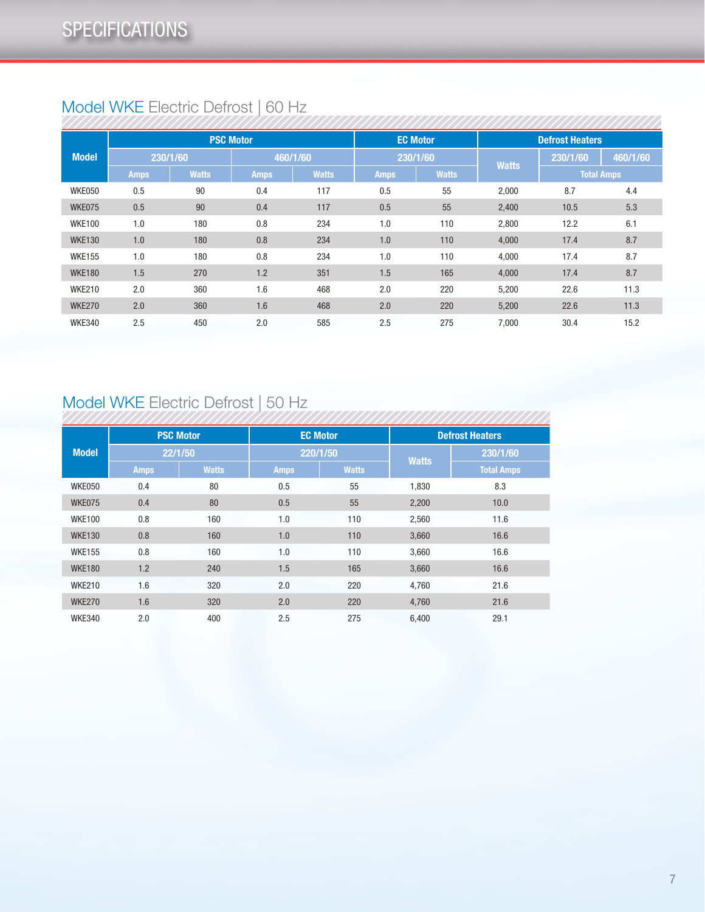# SPECIFICATIONS

## Model WKE Electric Defrost | 60 Hz

| Model | PSC Motor | | | | EC Motor | | Defrost Heaters | | |
|---|---|---|---|---|---|---|---|---|---|
| | 230/1/60 | | 460/1/60 | | 230/1/60 | | Watts | 230/1/60 | 460/1/60 |
| | Amps | Watts | Amps | Watts | Amps | Watts | | Total Amps | |
| WKE050 | 0.5 | 90 | 0.4 | 117 | 0.5 | 55 | 2,000 | 8.7 | 4.4 |
| WKE075 | 0.5 | 90 | 0.4 | 117 | 0.5 | 55 | 2,400 | 10.5 | 5.3 |
| WKE100 | 1.0 | 180 | 0.8 | 234 | 1.0 | 110 | 2,800 | 12.2 | 6.1 |
| WKE130 | 1.0 | 180 | 0.8 | 234 | 1.0 | 110 | 4,000 | 17.4 | 8.7 |
| WKE155 | 1.0 | 180 | 0.8 | 234 | 1.0 | 110 | 4,000 | 17.4 | 8.7 |
| WKE180 | 1.5 | 270 | 1.2 | 351 | 1.5 | 165 | 4,000 | 17.4 | 8.7 |
| WKE210 | 2.0 | 360 | 1.6 | 468 | 2.0 | 220 | 5,200 | 22.6 | 11.3 |
| WKE270 | 2.0 | 360 | 1.6 | 468 | 2.0 | 220 | 5,200 | 22.6 | 11.3 |
| WKE340 | 2.5 | 450 | 2.0 | 585 | 2.5 | 275 | 7,000 | 30.4 | 15.2 |

## Model WKE Electric Defrost | 50 Hz

| Model | PSC Motor | | EC Motor | | Defrost Heaters | |
|---|---|---|---|---|---|---|
| | 22/1/50 | | 220/1/50 | | Watts | 230/1/60 |
| | Amps | Watts | Amps | Watts | | Total Amps |
| WKE050 | 0.4 | 80 | 0.5 | 55 | 1,830 | 8.3 |
| WKE075 | 0.4 | 80 | 0.5 | 55 | 2,200 | 10.0 |
| WKE100 | 0.8 | 160 | 1.0 | 110 | 2,560 | 11.6 |
| WKE130 | 0.8 | 160 | 1.0 | 110 | 3,660 | 16.6 |
| WKE155 | 0.8 | 160 | 1.0 | 110 | 3,660 | 16.6 |
| WKE180 | 1.2 | 240 | 1.5 | 165 | 3,660 | 16.6 |
| WKE210 | 1.6 | 320 | 2.0 | 220 | 4,760 | 21.6 |
| WKE270 | 1.6 | 320 | 2.0 | 220 | 4,760 | 21.6 |
| WKE340 | 2.0 | 400 | 2.5 | 275 | 6,400 | 29.1 |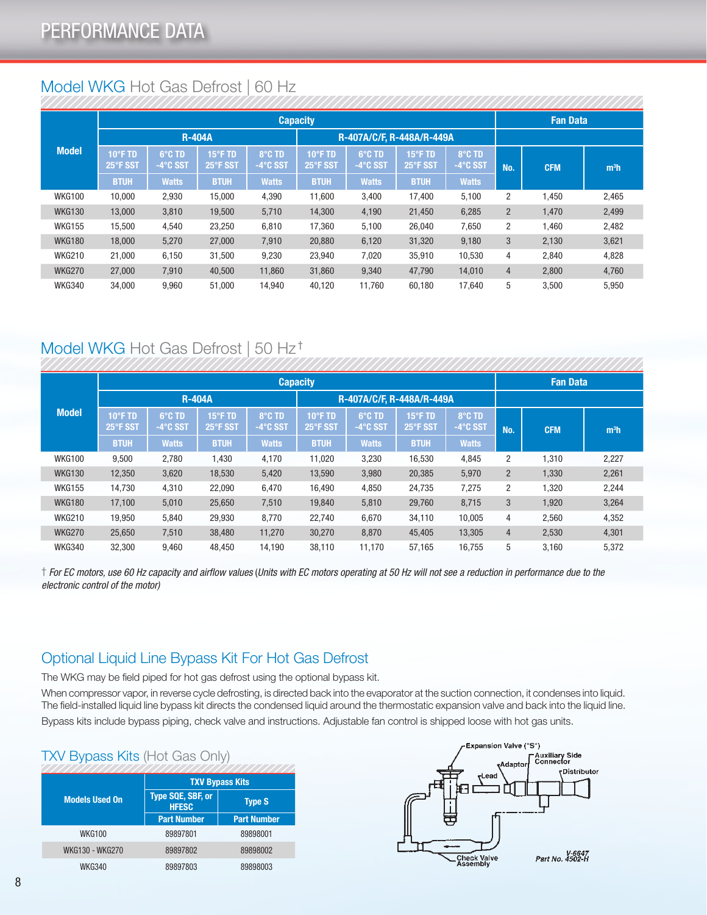# PERFORMANCE DATA

## Model WKG Hot Gas Defrost | 60 Hz

| Model | Capacity | | | | | | | | Fan Data | | |
|---|---|---|---|---|---|---|---|---|---|---|---|
| | R-404A | | | | R-407A/C/F, R-448A/R-449A | | | | | | |
| | 10°F TD 25°F SST | 6°C TD -4°C SST | 15°F TD 25°F SST | 8°C TD -4°C SST | 10°F TD 25°F SST | 6°C TD -4°C SST | 15°F TD 25°F SST | 8°C TD -4°C SST | No. | CFM | m³h |
| | BTUH | Watts | BTUH | Watts | BTUH | Watts | BTUH | Watts | | | |
| WKG100 | 10,000 | 2,930 | 15,000 | 4,390 | 11,600 | 3,400 | 17,400 | 5,100 | 2 | 1,450 | 2,465 |
| WKG130 | 13,000 | 3,810 | 19,500 | 5,710 | 14,300 | 4,190 | 21,450 | 6,285 | 2 | 1,470 | 2,499 |
| WKG155 | 15,500 | 4,540 | 23,250 | 6,810 | 17,360 | 5,100 | 26,040 | 7,650 | 2 | 1,460 | 2,482 |
| WKG180 | 18,000 | 5,270 | 27,000 | 7,910 | 20,880 | 6,120 | 31,320 | 9,180 | 3 | 2,130 | 3,621 |
| WKG210 | 21,000 | 6,150 | 31,500 | 9,230 | 23,940 | 7,020 | 35,910 | 10,530 | 4 | 2,840 | 4,828 |
| WKG270 | 27,000 | 7,910 | 40,500 | 11,860 | 31,860 | 9,340 | 47,790 | 14,010 | 4 | 2,800 | 4,760 |
| WKG340 | 34,000 | 9,960 | 51,000 | 14,940 | 40,120 | 11,760 | 60,180 | 17,640 | 5 | 3,500 | 5,950 |

## Model WKG Hot Gas Defrost | 50 Hz†

| Model | Capacity | | | | | | | | Fan Data | | |
|---|---|---|---|---|---|---|---|---|---|---|---|
| | R-404A | | | | R-407A/C/F, R-448A/R-449A | | | | | | |
| | 10°F TD 25°F SST | 6°C TD -4°C SST | 15°F TD 25°F SST | 8°C TD -4°C SST | 10°F TD 25°F SST | 6°C TD -4°C SST | 15°F TD 25°F SST | 8°C TD -4°C SST | No. | CFM | m³h |
| | BTUH | Watts | BTUH | Watts | BTUH | Watts | BTUH | Watts | | | |
| WKG100 | 9,500 | 2,780 | 1,430 | 4,170 | 11,020 | 3,230 | 16,530 | 4,845 | 2 | 1,310 | 2,227 |
| WKG130 | 12,350 | 3,620 | 18,530 | 5,420 | 13,590 | 3,980 | 20,385 | 5,970 | 2 | 1,330 | 2,261 |
| WKG155 | 14,730 | 4,310 | 22,090 | 6,470 | 16,490 | 4,850 | 24,735 | 7,275 | 2 | 1,320 | 2,244 |
| WKG180 | 17,100 | 5,010 | 25,650 | 7,510 | 19,840 | 5,810 | 29,760 | 8,715 | 3 | 1,920 | 3,264 |
| WKG210 | 19,950 | 5,840 | 29,930 | 8,770 | 22,740 | 6,670 | 34,110 | 10,005 | 4 | 2,560 | 4,352 |
| WKG270 | 25,650 | 7,510 | 38,480 | 11,270 | 30,270 | 8,870 | 45,405 | 13,305 | 4 | 2,530 | 4,301 |
| WKG340 | 32,300 | 9,460 | 48,450 | 14,190 | 38,110 | 11,170 | 57,165 | 16,755 | 5 | 3,160 | 5,372 |

† *For EC motors, use 60 Hz capacity and airflow values (Units with EC motors operating at 50 Hz will not see a reduction in performance due to the electronic control of the motor)*

## Optional Liquid Line Bypass Kit For Hot Gas Defrost

The WKG may be field piped for hot gas defrost using the optional bypass kit.

When compressor vapor, in reverse cycle defrosting, is directed back into the evaporator at the suction connection, it condenses into liquid. The field-installed liquid line bypass kit directs the condensed liquid around the thermostatic expansion valve and back into the liquid line.

Bypass kits include bypass piping, check valve and instructions. Adjustable fan control is shipped loose with hot gas units.

## TXV Bypass Kits (Hot Gas Only)

| Models Used On | TXV Bypass Kits | |
|---|---|---|
| | Type SQE, SBF, or HFESC | Type S |
| | Part Number | Part Number |
| WKG100 | 89897801 | 89898001 |
| WKG130 - WKG270 | 89897802 | 89898002 |
| WKG340 | 89897803 | 89898003 |

Expansion Valve ("S")
Auxiliary Side Connector
Adaptor
Lead
Distributor
Check Valve Assembly
V-6647
Part No. 4502-H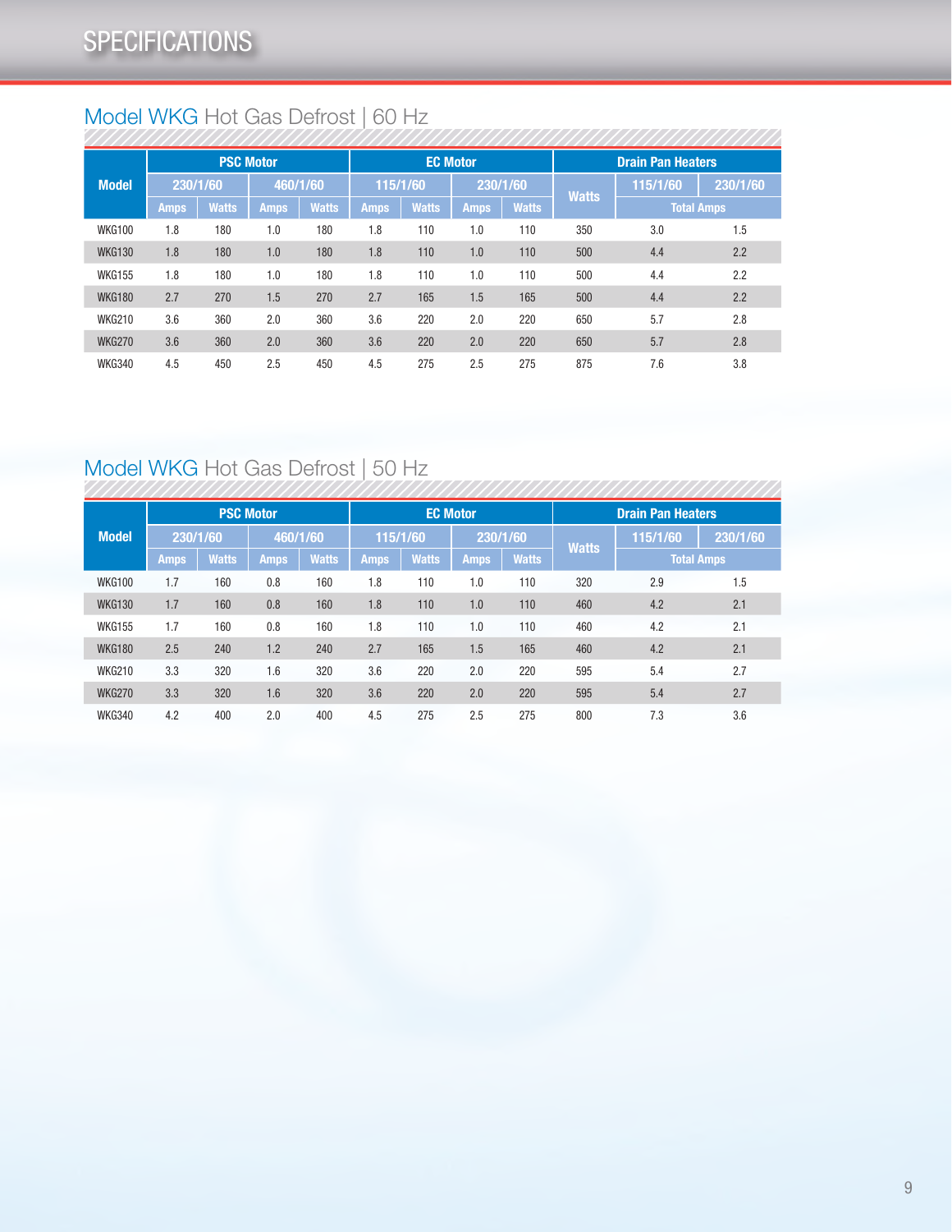# SPECIFICATIONS

## Model WKG Hot Gas Defrost | 60 Hz

| Model | PSC Motor | | | | EC Motor | | | | Drain Pan Heaters | | |
|---|---|---|---|---|---|---|---|---|---|---|---|
| | 230/1/60 | | 460/1/60 | | 115/1/60 | | 230/1/60 | | Watts | 115/1/60 | 230/1/60 |
| | Amps | Watts | Amps | Watts | Amps | Watts | Amps | Watts | | Total Amps | |
| WKG100 | 1.8 | 180 | 1.0 | 180 | 1.8 | 110 | 1.0 | 110 | 350 | 3.0 | 1.5 |
| WKG130 | 1.8 | 180 | 1.0 | 180 | 1.8 | 110 | 1.0 | 110 | 500 | 4.4 | 2.2 |
| WKG155 | 1.8 | 180 | 1.0 | 180 | 1.8 | 110 | 1.0 | 110 | 500 | 4.4 | 2.2 |
| WKG180 | 2.7 | 270 | 1.5 | 270 | 2.7 | 165 | 1.5 | 165 | 500 | 4.4 | 2.2 |
| WKG210 | 3.6 | 360 | 2.0 | 360 | 3.6 | 220 | 2.0 | 220 | 650 | 5.7 | 2.8 |
| WKG270 | 3.6 | 360 | 2.0 | 360 | 3.6 | 220 | 2.0 | 220 | 650 | 5.7 | 2.8 |
| WKG340 | 4.5 | 450 | 2.5 | 450 | 4.5 | 275 | 2.5 | 275 | 875 | 7.6 | 3.8 |

## Model WKG Hot Gas Defrost | 50 Hz

| Model | PSC Motor | | | | EC Motor | | | | Drain Pan Heaters | | |
|---|---|---|---|---|---|---|---|---|---|---|---|
| | 230/1/60 | | 460/1/60 | | 115/1/60 | | 230/1/60 | | Watts | 115/1/60 | 230/1/60 |
| | Amps | Watts | Amps | Watts | Amps | Watts | Amps | Watts | | Total Amps | |
| WKG100 | 1.7 | 160 | 0.8 | 160 | 1.8 | 110 | 1.0 | 110 | 320 | 2.9 | 1.5 |
| WKG130 | 1.7 | 160 | 0.8 | 160 | 1.8 | 110 | 1.0 | 110 | 460 | 4.2 | 2.1 |
| WKG155 | 1.7 | 160 | 0.8 | 160 | 1.8 | 110 | 1.0 | 110 | 460 | 4.2 | 2.1 |
| WKG180 | 2.5 | 240 | 1.2 | 240 | 2.7 | 165 | 1.5 | 165 | 460 | 4.2 | 2.1 |
| WKG210 | 3.3 | 320 | 1.6 | 320 | 3.6 | 220 | 2.0 | 220 | 595 | 5.4 | 2.7 |
| WKG270 | 3.3 | 320 | 1.6 | 320 | 3.6 | 220 | 2.0 | 220 | 595 | 5.4 | 2.7 |
| WKG340 | 4.2 | 400 | 2.0 | 400 | 4.5 | 275 | 2.5 | 275 | 800 | 7.3 | 3.6 |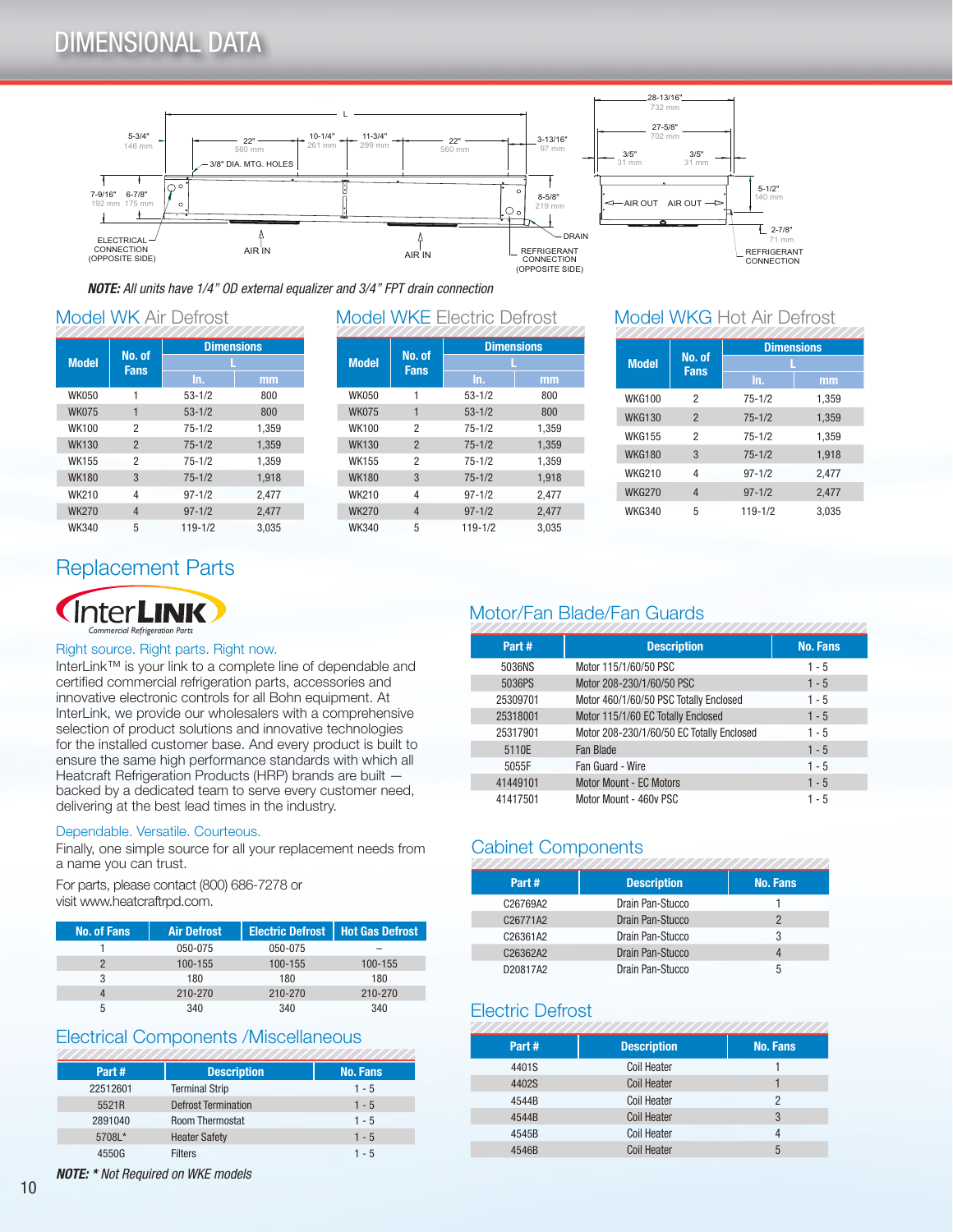# DIMENSIONAL DATA

L

5-3/4" 146 mm | 22" 560 mm | 10-1/4" 261 mm | 11-3/4" 299 mm | 22" 560 mm | 3-13/16" 97 mm

3/8" DIA. MTG. HOLES

7-9/16" 192 mm | 6-7/8" 175 mm | 8-5/8" 219 mm

ELECTRICAL CONNECTION (OPPOSITE SIDE) | AIR IN | AIR IN | DRAIN | REFRIGERANT CONNECTION (OPPOSITE SIDE)

28-13/16" 732 mm | 27-5/8" 702 mm | 3/5" 31 mm | 3/5" 31 mm | 5-1/2" 140 mm | AIR OUT | AIR OUT | 2-7/8" 71 mm | REFRIGERANT CONNECTION

***NOTE:** All units have 1/4" OD external equalizer and 3/4" FPT drain connection*

## Model WK Air Defrost

| Model | No. of Fans | Dimensions L In. | Dimensions L mm |
|---|---|---|---|
| WK050 | 1 | 53-1/2 | 800 |
| WK075 | 1 | 53-1/2 | 800 |
| WK100 | 2 | 75-1/2 | 1,359 |
| WK130 | 2 | 75-1/2 | 1,359 |
| WK155 | 2 | 75-1/2 | 1,359 |
| WK180 | 3 | 75-1/2 | 1,918 |
| WK210 | 4 | 97-1/2 | 2,477 |
| WK270 | 4 | 97-1/2 | 2,477 |
| WK340 | 5 | 119-1/2 | 3,035 |

## Model WKE Electric Defrost

| Model | No. of Fans | Dimensions L In. | Dimensions L mm |
|---|---|---|---|
| WK050 | 1 | 53-1/2 | 800 |
| WK075 | 1 | 53-1/2 | 800 |
| WK100 | 2 | 75-1/2 | 1,359 |
| WK130 | 2 | 75-1/2 | 1,359 |
| WK155 | 2 | 75-1/2 | 1,359 |
| WK180 | 3 | 75-1/2 | 1,918 |
| WK210 | 4 | 97-1/2 | 2,477 |
| WK270 | 4 | 97-1/2 | 2,477 |
| WK340 | 5 | 119-1/2 | 3,035 |

## Model WKG Hot Air Defrost

| Model | No. of Fans | Dimensions L In. | Dimensions L mm |
|---|---|---|---|
| WKG100 | 2 | 75-1/2 | 1,359 |
| WKG130 | 2 | 75-1/2 | 1,359 |
| WKG155 | 2 | 75-1/2 | 1,359 |
| WKG180 | 3 | 75-1/2 | 1,918 |
| WKG210 | 4 | 97-1/2 | 2,477 |
| WKG270 | 4 | 97-1/2 | 2,477 |
| WKG340 | 5 | 119-1/2 | 3,035 |

## Replacement Parts

InterLINK Commercial Refrigeration Parts

### Right source. Right parts. Right now.

InterLink™ is your link to a complete line of dependable and certified commercial refrigeration parts, accessories and innovative electronic controls for all Bohn equipment. At InterLink, we provide our wholesalers with a comprehensive selection of product solutions and innovative technologies for the installed customer base. And every product is built to ensure the same high performance standards with which all Heatcraft Refrigeration Products (HRP) brands are built — backed by a dedicated team to serve every customer need, delivering at the best lead times in the industry.

### Dependable. Versatile. Courteous.

Finally, one simple source for all your replacement needs from a name you can trust.

For parts, please contact (800) 686-7278 or visit www.heatcraftrpd.com.

| No. of Fans | Air Defrost | Electric Defrost | Hot Gas Defrost |
|---|---|---|---|
| 1 | 050-075 | 050-075 | – |
| 2 | 100-155 | 100-155 | 100-155 |
| 3 | 180 | 180 | 180 |
| 4 | 210-270 | 210-270 | 210-270 |
| 5 | 340 | 340 | 340 |

## Electrical Components /Miscellaneous

| Part # | Description | No. Fans |
|---|---|---|
| 22512601 | Terminal Strip | 1 - 5 |
| 5521R | Defrost Termination | 1 - 5 |
| 2891040 | Room Thermostat | 1 - 5 |
| 5708L* | Heater Safety | 1 - 5 |
| 4550G | Filters | 1 - 5 |

***NOTE:** * Not Required on WKE models*

## Motor/Fan Blade/Fan Guards

| Part # | Description | No. Fans |
|---|---|---|
| 5036NS | Motor 115/1/60/50 PSC | 1 - 5 |
| 5036PS | Motor 208-230/1/60/50 PSC | 1 - 5 |
| 25309701 | Motor 460/1/60/50 PSC Totally Enclosed | 1 - 5 |
| 25318001 | Motor 115/1/60 EC Totally Enclosed | 1 - 5 |
| 25317901 | Motor 208-230/1/60/50 EC Totally Enclosed | 1 - 5 |
| 5110E | Fan Blade | 1 - 5 |
| 5055F | Fan Guard - Wire | 1 - 5 |
| 41449101 | Motor Mount - EC Motors | 1 - 5 |
| 41417501 | Motor Mount - 460v PSC | 1 - 5 |

## Cabinet Components

| Part # | Description | No. Fans |
|---|---|---|
| C26769A2 | Drain Pan-Stucco | 1 |
| C26771A2 | Drain Pan-Stucco | 2 |
| C26361A2 | Drain Pan-Stucco | 3 |
| C26362A2 | Drain Pan-Stucco | 4 |
| D20817A2 | Drain Pan-Stucco | 5 |

## Electric Defrost

| Part # | Description | No. Fans |
|---|---|---|
| 4401S | Coil Heater | 1 |
| 4402S | Coil Heater | 1 |
| 4544B | Coil Heater | 2 |
| 4544B | Coil Heater | 3 |
| 4545B | Coil Heater | 4 |
| 4546B | Coil Heater | 5 |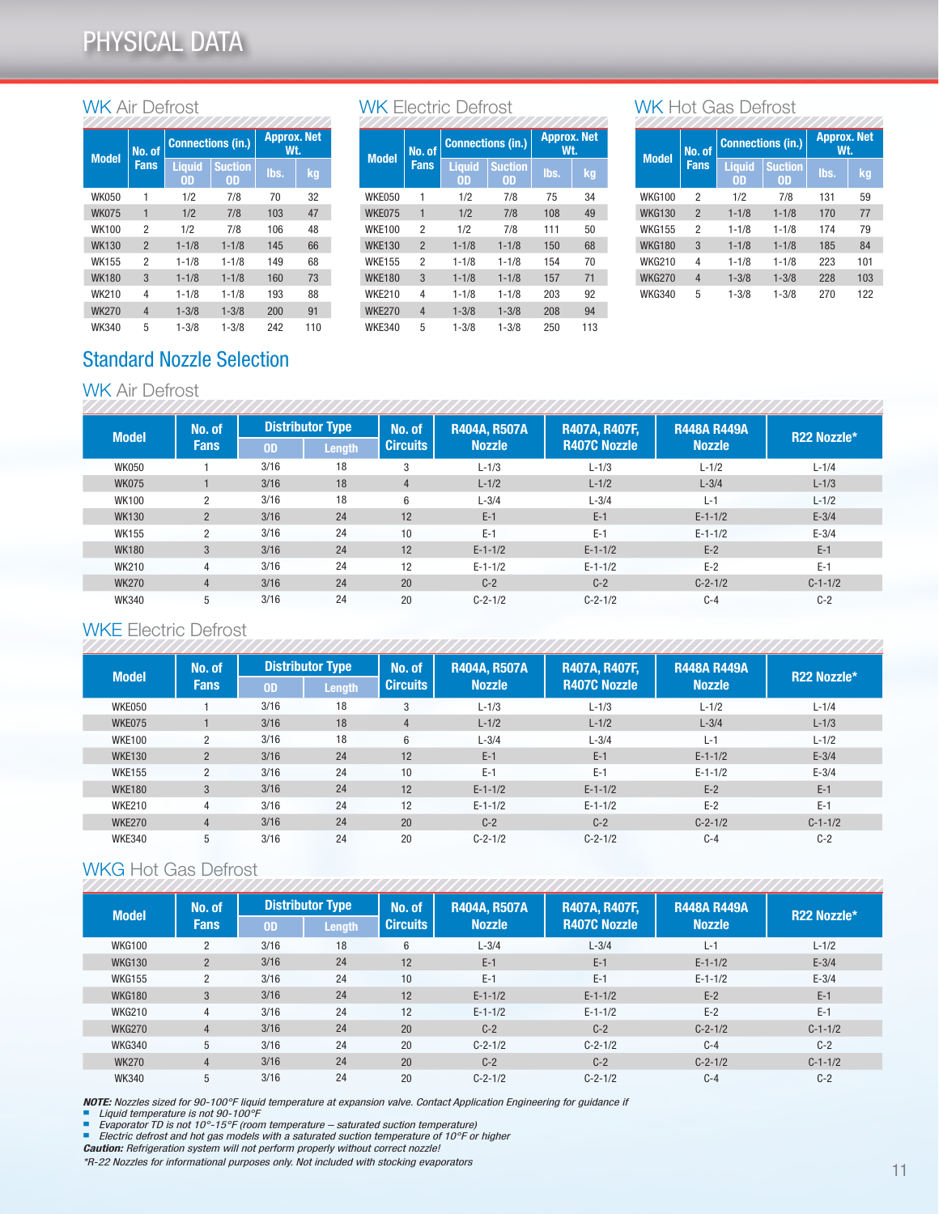# PHYSICAL DATA

## WK Air Defrost

| Model | No. of Fans | Connections (in.) | | Approx. Net Wt. | |
|---|---|---|---|---|---|
| | | Liquid OD | Suction OD | lbs. | kg |
| WK050 | 1 | 1/2 | 7/8 | 70 | 32 |
| WK075 | 1 | 1/2 | 7/8 | 103 | 47 |
| WK100 | 2 | 1/2 | 7/8 | 106 | 48 |
| WK130 | 2 | 1-1/8 | 1-1/8 | 145 | 66 |
| WK155 | 2 | 1-1/8 | 1-1/8 | 149 | 68 |
| WK180 | 3 | 1-1/8 | 1-1/8 | 160 | 73 |
| WK210 | 4 | 1-1/8 | 1-1/8 | 193 | 88 |
| WK270 | 4 | 1-3/8 | 1-3/8 | 200 | 91 |
| WK340 | 5 | 1-3/8 | 1-3/8 | 242 | 110 |

## WK Electric Defrost

| Model | No. of Fans | Connections (in.) | | Approx. Net Wt. | |
|---|---|---|---|---|---|
| | | Liquid OD | Suction OD | lbs. | kg |
| WKE050 | 1 | 1/2 | 7/8 | 75 | 34 |
| WKE075 | 1 | 1/2 | 7/8 | 108 | 49 |
| WKE100 | 2 | 1/2 | 7/8 | 111 | 50 |
| WKE130 | 2 | 1-1/8 | 1-1/8 | 150 | 68 |
| WKE155 | 2 | 1-1/8 | 1-1/8 | 154 | 70 |
| WKE180 | 3 | 1-1/8 | 1-1/8 | 157 | 71 |
| WKE210 | 4 | 1-1/8 | 1-1/8 | 203 | 92 |
| WKE270 | 4 | 1-3/8 | 1-3/8 | 208 | 94 |
| WKE340 | 5 | 1-3/8 | 1-3/8 | 250 | 113 |

## WK Hot Gas Defrost

| Model | No. of Fans | Connections (in.) | | Approx. Net Wt. | |
|---|---|---|---|---|---|
| | | Liquid OD | Suction OD | lbs. | kg |
| WKG100 | 2 | 1/2 | 7/8 | 131 | 59 |
| WKG130 | 2 | 1-1/8 | 1-1/8 | 170 | 77 |
| WKG155 | 2 | 1-1/8 | 1-1/8 | 174 | 79 |
| WKG180 | 3 | 1-1/8 | 1-1/8 | 185 | 84 |
| WKG210 | 4 | 1-1/8 | 1-1/8 | 223 | 101 |
| WKG270 | 4 | 1-3/8 | 1-3/8 | 228 | 103 |
| WKG340 | 5 | 1-3/8 | 1-3/8 | 270 | 122 |

## Standard Nozzle Selection

### WK Air Defrost

| Model | No. of Fans | Distributor Type | | No. of Circuits | R404A, R507A Nozzle | R407A, R407F, R407C Nozzle | R448A R449A Nozzle | R22 Nozzle* |
|---|---|---|---|---|---|---|---|---|
| | | OD | Length | | | | | |
| WK050 | 1 | 3/16 | 18 | 3 | L-1/3 | L-1/3 | L-1/2 | L-1/4 |
| WK075 | 1 | 3/16 | 18 | 4 | L-1/2 | L-1/2 | L-3/4 | L-1/3 |
| WK100 | 2 | 3/16 | 18 | 6 | L-3/4 | L-3/4 | L-1 | L-1/2 |
| WK130 | 2 | 3/16 | 24 | 12 | E-1 | E-1 | E-1-1/2 | E-3/4 |
| WK155 | 2 | 3/16 | 24 | 10 | E-1 | E-1 | E-1-1/2 | E-3/4 |
| WK180 | 3 | 3/16 | 24 | 12 | E-1-1/2 | E-1-1/2 | E-2 | E-1 |
| WK210 | 4 | 3/16 | 24 | 12 | E-1-1/2 | E-1-1/2 | E-2 | E-1 |
| WK270 | 4 | 3/16 | 24 | 20 | C-2 | C-2 | C-2-1/2 | C-1-1/2 |
| WK340 | 5 | 3/16 | 24 | 20 | C-2-1/2 | C-2-1/2 | C-4 | C-2 |

### WKE Electric Defrost

| Model | No. of Fans | Distributor Type | | No. of Circuits | R404A, R507A Nozzle | R407A, R407F, R407C Nozzle | R448A R449A Nozzle | R22 Nozzle* |
|---|---|---|---|---|---|---|---|---|
| | | OD | Length | | | | | |
| WKE050 | 1 | 3/16 | 18 | 3 | L-1/3 | L-1/3 | L-1/2 | L-1/4 |
| WKE075 | 1 | 3/16 | 18 | 4 | L-1/2 | L-1/2 | L-3/4 | L-1/3 |
| WKE100 | 2 | 3/16 | 18 | 6 | L-3/4 | L-3/4 | L-1 | L-1/2 |
| WKE130 | 2 | 3/16 | 24 | 12 | E-1 | E-1 | E-1-1/2 | E-3/4 |
| WKE155 | 2 | 3/16 | 24 | 10 | E-1 | E-1 | E-1-1/2 | E-3/4 |
| WKE180 | 3 | 3/16 | 24 | 12 | E-1-1/2 | E-1-1/2 | E-2 | E-1 |
| WKE210 | 4 | 3/16 | 24 | 12 | E-1-1/2 | E-1-1/2 | E-2 | E-1 |
| WKE270 | 4 | 3/16 | 24 | 20 | C-2 | C-2 | C-2-1/2 | C-1-1/2 |
| WKE340 | 5 | 3/16 | 24 | 20 | C-2-1/2 | C-2-1/2 | C-4 | C-2 |

### WKG Hot Gas Defrost

| Model | No. of Fans | Distributor Type | | No. of Circuits | R404A, R507A Nozzle | R407A, R407F, R407C Nozzle | R448A R449A Nozzle | R22 Nozzle* |
|---|---|---|---|---|---|---|---|---|
| | | OD | Length | | | | | |
| WKG100 | 2 | 3/16 | 18 | 6 | L-3/4 | L-3/4 | L-1 | L-1/2 |
| WKG130 | 2 | 3/16 | 24 | 12 | E-1 | E-1 | E-1-1/2 | E-3/4 |
| WKG155 | 2 | 3/16 | 24 | 10 | E-1 | E-1 | E-1-1/2 | E-3/4 |
| WKG180 | 3 | 3/16 | 24 | 12 | E-1-1/2 | E-1-1/2 | E-2 | E-1 |
| WKG210 | 4 | 3/16 | 24 | 12 | E-1-1/2 | E-1-1/2 | E-2 | E-1 |
| WKG270 | 4 | 3/16 | 24 | 20 | C-2 | C-2 | C-2-1/2 | C-1-1/2 |
| WKG340 | 5 | 3/16 | 24 | 20 | C-2-1/2 | C-2-1/2 | C-4 | C-2 |
| WK270 | 4 | 3/16 | 24 | 20 | C-2 | C-2 | C-2-1/2 | C-1-1/2 |
| WK340 | 5 | 3/16 | 24 | 20 | C-2-1/2 | C-2-1/2 | C-4 | C-2 |

***NOTE:*** *Nozzles sized for 90-100°F liquid temperature at expansion valve. Contact Application Engineering for guidance if*

- *Liquid temperature is not 90-100°F*
- *Evaporator TD is not 10°-15°F (room temperature – saturated suction temperature)*
- *Electric defrost and hot gas models with a saturated suction temperature of 10°F or higher*

***Caution:*** *Refrigeration system will not perform properly without correct nozzle!*

*\*R-22 Nozzles for informational purposes only. Not included with stocking evaporators*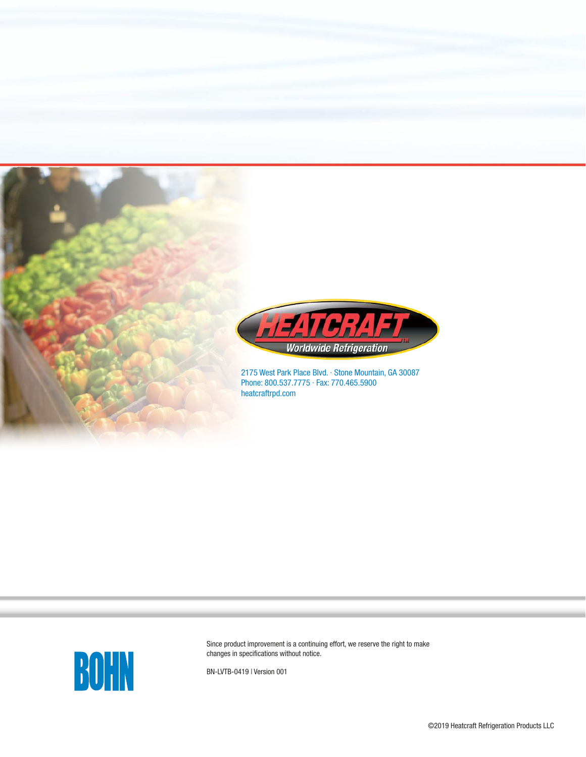HEATCRAFT

Worldwide Refrigeration

2175 West Park Place Blvd. · Stone Mountain, GA 30087
Phone: 800.537.7775 · Fax: 770.465.5900
heatcraftrpd.com

BOHN

Since product improvement is a continuing effort, we reserve the right to make changes in specifications without notice.

BN-LVTB-0419 | Version 001

©2019 Heatcraft Refrigeration Products LLC